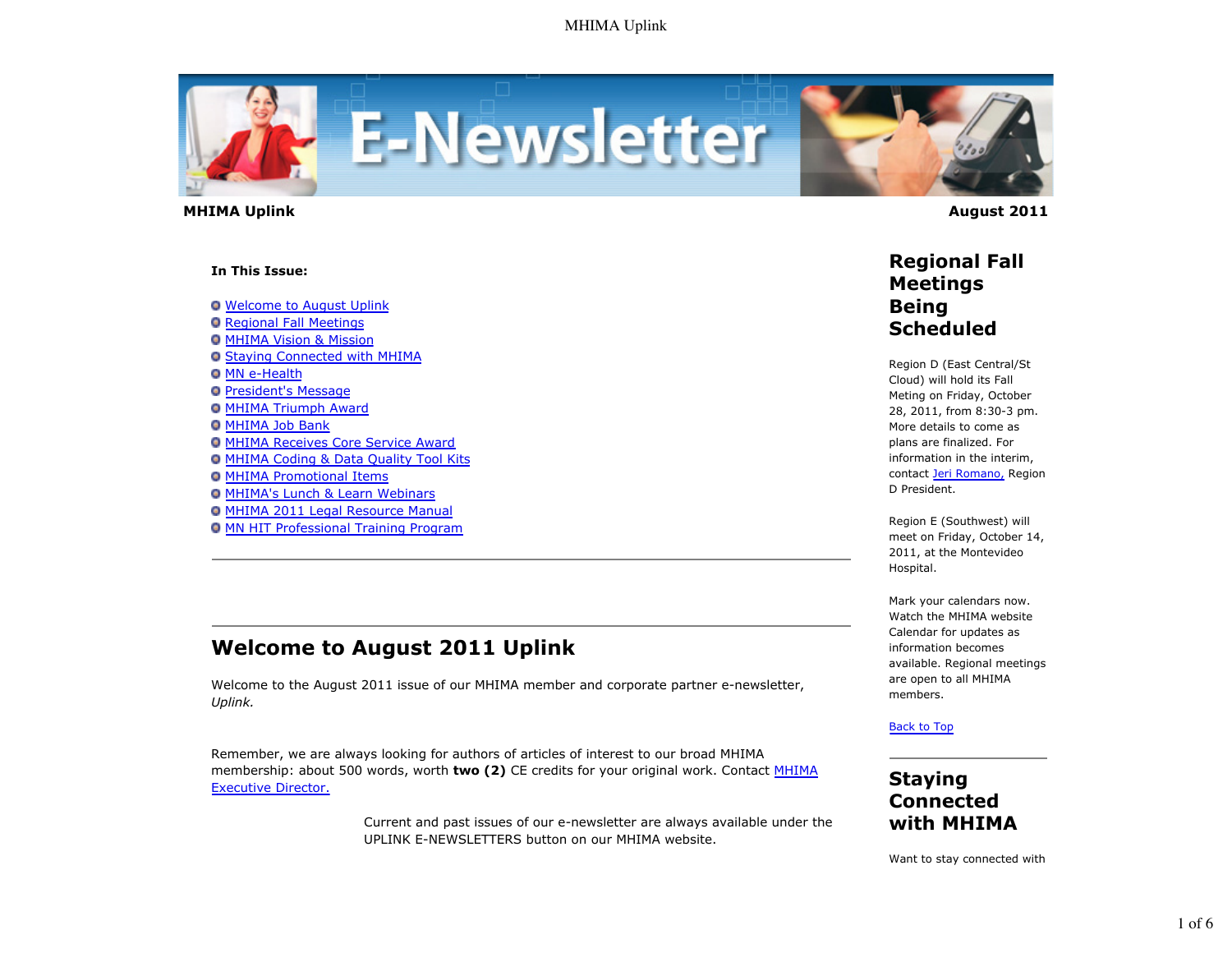# E-Newsletter

**MHIMA Uplink** **August 2011**

**In This Issue:**

- Welcome to August Uplink
- Regional Fall Meetings
- MHIMA Vision & Mission
- Staying Connected with MHIMA
- MN e-Health
- President's Message
- MHIMA Triumph Award
- MHIMA Job Bank
- MHIMA Receives Core Service Award
- MHIMA Coding & Data Quality Tool Kits
- MHIMA Promotional Items
- MHIMA's Lunch & Learn Webinars
- MHIMA 2011 Legal Resource Manual
- MN HIT Professional Training Program

---

## Welcome to August 2011 Uplink

Welcome to the August 2011 issue of our MHIMA member and corporate partner e-newsletter, *Uplink.*

Remember, we are always looking for authors of articles of interest to our broad MHIMA membership: about 500 words, worth **two (2)** CE credits for your original work. Contact MHIMA Executive Director.

Current and past issues of our e-newsletter are always available under the UPLINK E-NEWSLETTERS button on our MHIMA website.

## Regional Fall Meetings Being Scheduled

Region D (East Central/St Cloud) will hold its Fall Meting on Friday, October 28, 2011, from 8:30-3 pm. More details to come as plans are finalized. For information in the interim, contact Jeri Romano, Region D President.

Region E (Southwest) will meet on Friday, October 14, 2011, at the Montevideo Hospital.

Mark your calendars now. Watch the MHIMA website Calendar for updates as information becomes available. Regional meetings are open to all MHIMA members.

Back to Top

---

## Staying Connected with MHIMA

Want to stay connected with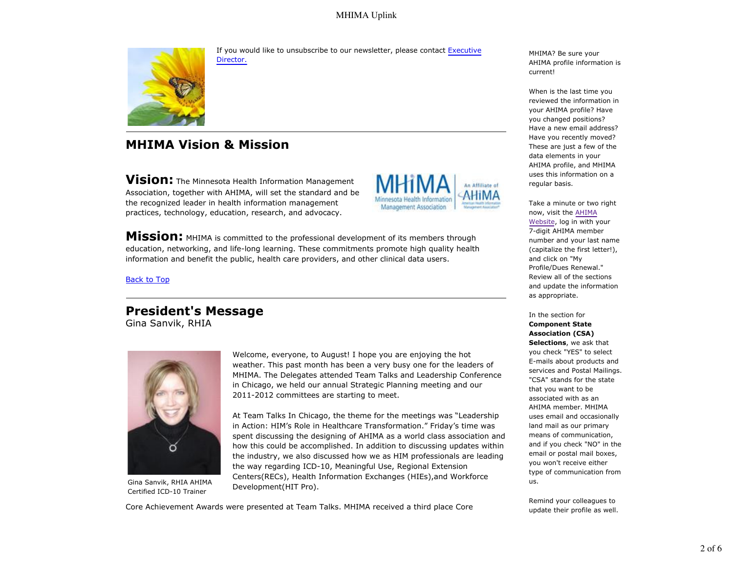If you would like to unsubscribe to our newsletter, please contact Executive Director.

## MHIMA Vision & Mission

**Vision:** The Minnesota Health Information Management Association, together with AHIMA, will set the standard and be the recognized leader in health information management practices, technology, education, research, and advocacy.

**Mission:** MHIMA is committed to the professional development of its members through education, networking, and life-long learning. These commitments promote high quality health information and benefit the public, health care providers, and other clinical data users.

Back to Top

## President's Message

Gina Sanvik, RHIA

Gina Sanvik, RHIA AHIMA Certified ICD-10 Trainer

Welcome, everyone, to August! I hope you are enjoying the hot weather. This past month has been a very busy one for the leaders of MHIMA. The Delegates attended Team Talks and Leadership Conference in Chicago, we held our annual Strategic Planning meeting and our 2011-2012 committees are starting to meet.

At Team Talks In Chicago, the theme for the meetings was "Leadership in Action: HIM's Role in Healthcare Transformation." Friday's time was spent discussing the designing of AHIMA as a world class association and how this could be accomplished. In addition to discussing updates within the industry, we also discussed how we as HIM professionals are leading the way regarding ICD-10, Meaningful Use, Regional Extension Centers(RECs), Health Information Exchanges (HIEs),and Workforce Development(HIT Pro).

Core Achievement Awards were presented at Team Talks. MHIMA received a third place Core

MHIMA? Be sure your AHIMA profile information is current!

When is the last time you reviewed the information in your AHIMA profile? Have you changed positions? Have a new email address? Have you recently moved? These are just a few of the data elements in your AHIMA profile, and MHIMA uses this information on a regular basis.

Take a minute or two right now, visit the AHIMA Website, log in with your 7-digit AHIMA member number and your last name (capitalize the first letter!), and click on "My Profile/Dues Renewal." Review all of the sections and update the information as appropriate.

In the section for **Component State Association (CSA) Selections**, we ask that you check "YES" to select E-mails about products and services and Postal Mailings. "CSA" stands for the state that you want to be associated with as an AHIMA member. MHIMA uses email and occasionally land mail as our primary means of communication, and if you check "NO" in the email or postal mail boxes, you won't receive either type of communication from us.

Remind your colleagues to update their profile as well.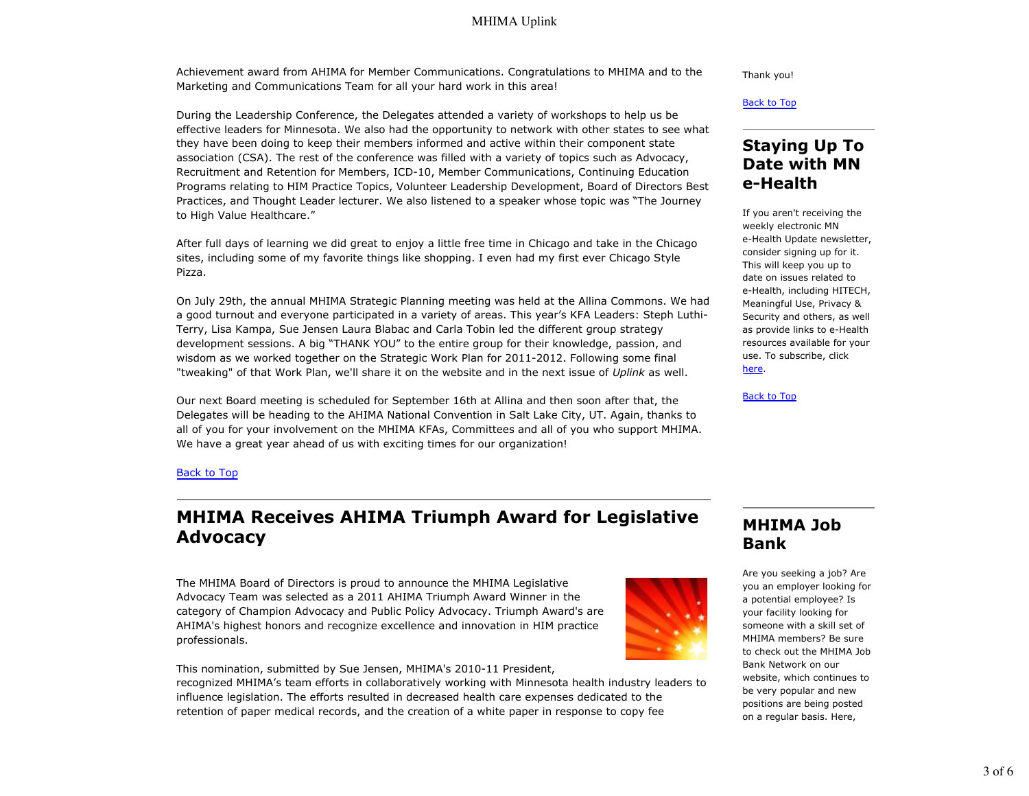Achievement award from AHIMA for Member Communications. Congratulations to MHIMA and to the Marketing and Communications Team for all your hard work in this area!

During the Leadership Conference, the Delegates attended a variety of workshops to help us be effective leaders for Minnesota. We also had the opportunity to network with other states to see what they have been doing to keep their members informed and active within their component state association (CSA). The rest of the conference was filled with a variety of topics such as Advocacy, Recruitment and Retention for Members, ICD-10, Member Communications, Continuing Education Programs relating to HIM Practice Topics, Volunteer Leadership Development, Board of Directors Best Practices, and Thought Leader lecturer. We also listened to a speaker whose topic was "The Journey to High Value Healthcare."

After full days of learning we did great to enjoy a little free time in Chicago and take in the Chicago sites, including some of my favorite things like shopping. I even had my first ever Chicago Style Pizza.

On July 29th, the annual MHIMA Strategic Planning meeting was held at the Allina Commons. We had a good turnout and everyone participated in a variety of areas. This year's KFA Leaders: Steph Luthi-Terry, Lisa Kampa, Sue Jensen Laura Blabac and Carla Tobin led the different group strategy development sessions. A big "THANK YOU" to the entire group for their knowledge, passion, and wisdom as we worked together on the Strategic Work Plan for 2011-2012. Following some final "tweaking" of that Work Plan, we'll share it on the website and in the next issue of *Uplink* as well.

Our next Board meeting is scheduled for September 16th at Allina and then soon after that, the Delegates will be heading to the AHIMA National Convention in Salt Lake City, UT. Again, thanks to all of you for your involvement on the MHIMA KFAs, Committees and all of you who support MHIMA. We have a great year ahead of us with exciting times for our organization!

Back to Top

## MHIMA Receives AHIMA Triumph Award for Legislative Advocacy

The MHIMA Board of Directors is proud to announce the MHIMA Legislative Advocacy Team was selected as a 2011 AHIMA Triumph Award Winner in the category of Champion Advocacy and Public Policy Advocacy. Triumph Award's are AHIMA's highest honors and recognize excellence and innovation in HIM practice professionals.

This nomination, submitted by Sue Jensen, MHIMA's 2010-11 President, recognized MHIMA's team efforts in collaboratively working with Minnesota health industry leaders to influence legislation. The efforts resulted in decreased health care expenses dedicated to the retention of paper medical records, and the creation of a white paper in response to copy fee

Thank you!

Back to Top

## Staying Up To Date with MN e-Health

If you aren't receiving the weekly electronic MN e-Health Update newsletter, consider signing up for it. This will keep you up to date on issues related to e-Health, including HITECH, Meaningful Use, Privacy & Security and others, as well as provide links to e-Health resources available for your use. To subscribe, click here.

Back to Top

## MHIMA Job Bank

Are you seeking a job? Are you an employer looking for a potential employee? Is your facility looking for someone with a skill set of MHIMA members? Be sure to check out the MHIMA Job Bank Network on our website, which continues to be very popular and new positions are being posted on a regular basis. Here,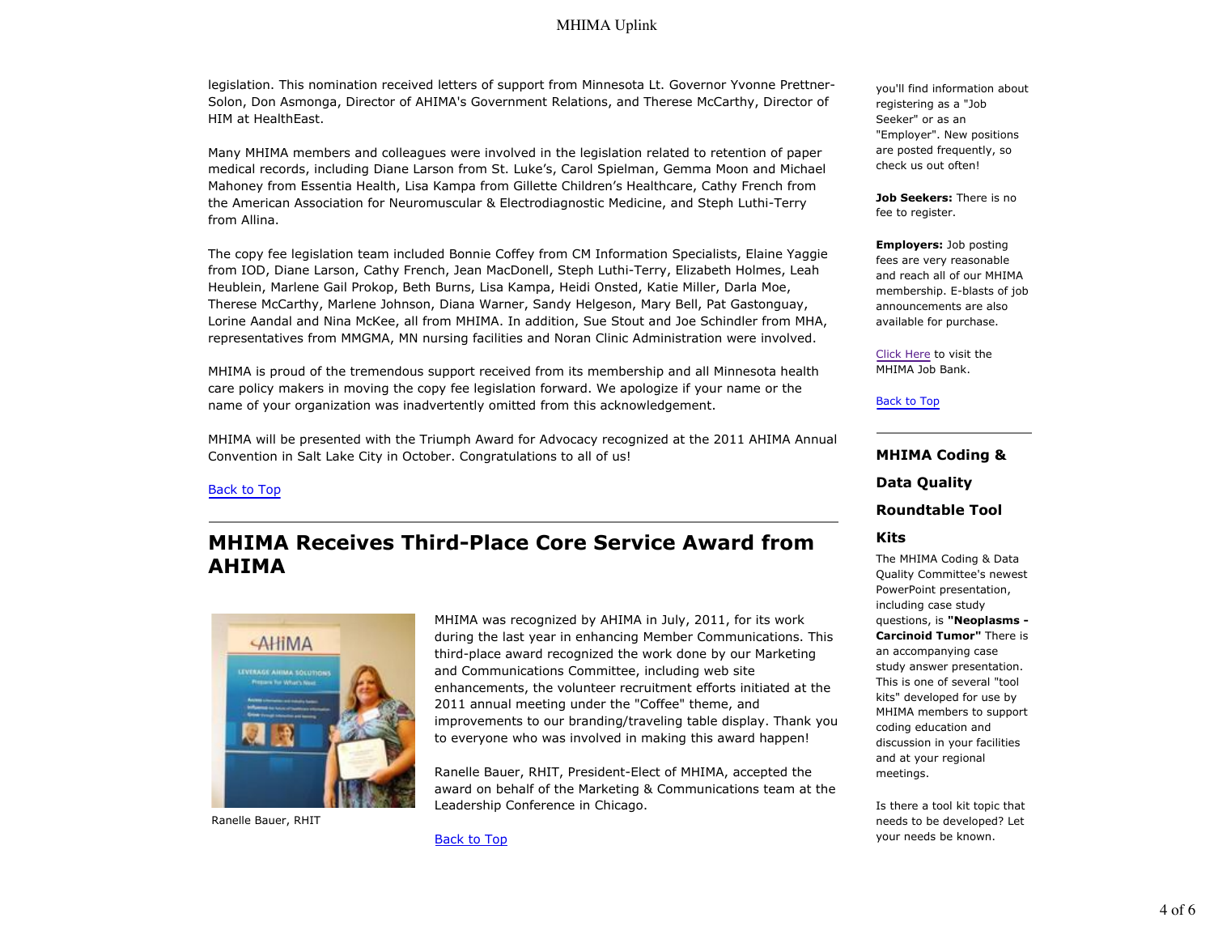legislation. This nomination received letters of support from Minnesota Lt. Governor Yvonne Prettner-Solon, Don Asmonga, Director of AHIMA's Government Relations, and Therese McCarthy, Director of HIM at HealthEast.

Many MHIMA members and colleagues were involved in the legislation related to retention of paper medical records, including Diane Larson from St. Luke's, Carol Spielman, Gemma Moon and Michael Mahoney from Essentia Health, Lisa Kampa from Gillette Children's Healthcare, Cathy French from the American Association for Neuromuscular & Electrodiagnostic Medicine, and Steph Luthi-Terry from Allina.

The copy fee legislation team included Bonnie Coffey from CM Information Specialists, Elaine Yaggie from IOD, Diane Larson, Cathy French, Jean MacDonell, Steph Luthi-Terry, Elizabeth Holmes, Leah Heublein, Marlene Gail Prokop, Beth Burns, Lisa Kampa, Heidi Onsted, Katie Miller, Darla Moe, Therese McCarthy, Marlene Johnson, Diana Warner, Sandy Helgeson, Mary Bell, Pat Gastonguay, Lorine Aandal and Nina McKee, all from MHIMA. In addition, Sue Stout and Joe Schindler from MHA, representatives from MMGMA, MN nursing facilities and Noran Clinic Administration were involved.

MHIMA is proud of the tremendous support received from its membership and all Minnesota health care policy makers in moving the copy fee legislation forward. We apologize if your name or the name of your organization was inadvertently omitted from this acknowledgement.

MHIMA will be presented with the Triumph Award for Advocacy recognized at the 2011 AHIMA Annual Convention in Salt Lake City in October. Congratulations to all of us!

Back to Top

## MHIMA Receives Third-Place Core Service Award from AHIMA

Ranelle Bauer, RHIT

MHIMA was recognized by AHIMA in July, 2011, for its work during the last year in enhancing Member Communications. This third-place award recognized the work done by our Marketing and Communications Committee, including web site enhancements, the volunteer recruitment efforts initiated at the 2011 annual meeting under the "Coffee" theme, and improvements to our branding/traveling table display. Thank you to everyone who was involved in making this award happen!

Ranelle Bauer, RHIT, President-Elect of MHIMA, accepted the award on behalf of the Marketing & Communications team at the Leadership Conference in Chicago.

Back to Top

---

you'll find information about registering as a "Job Seeker" or as an "Employer". New positions are posted frequently, so check us out often!

**Job Seekers:** There is no fee to register.

**Employers:** Job posting fees are very reasonable and reach all of our MHIMA membership. E-blasts of job announcements are also available for purchase.

Click Here to visit the MHIMA Job Bank.

Back to Top

## MHIMA Coding & Data Quality Roundtable Tool Kits

The MHIMA Coding & Data Quality Committee's newest PowerPoint presentation, including case study questions, is **"Neoplasms - Carcinoid Tumor"** There is an accompanying case study answer presentation. This is one of several "tool kits" developed for use by MHIMA members to support coding education and discussion in your facilities and at your regional meetings.

Is there a tool kit topic that needs to be developed? Let your needs be known.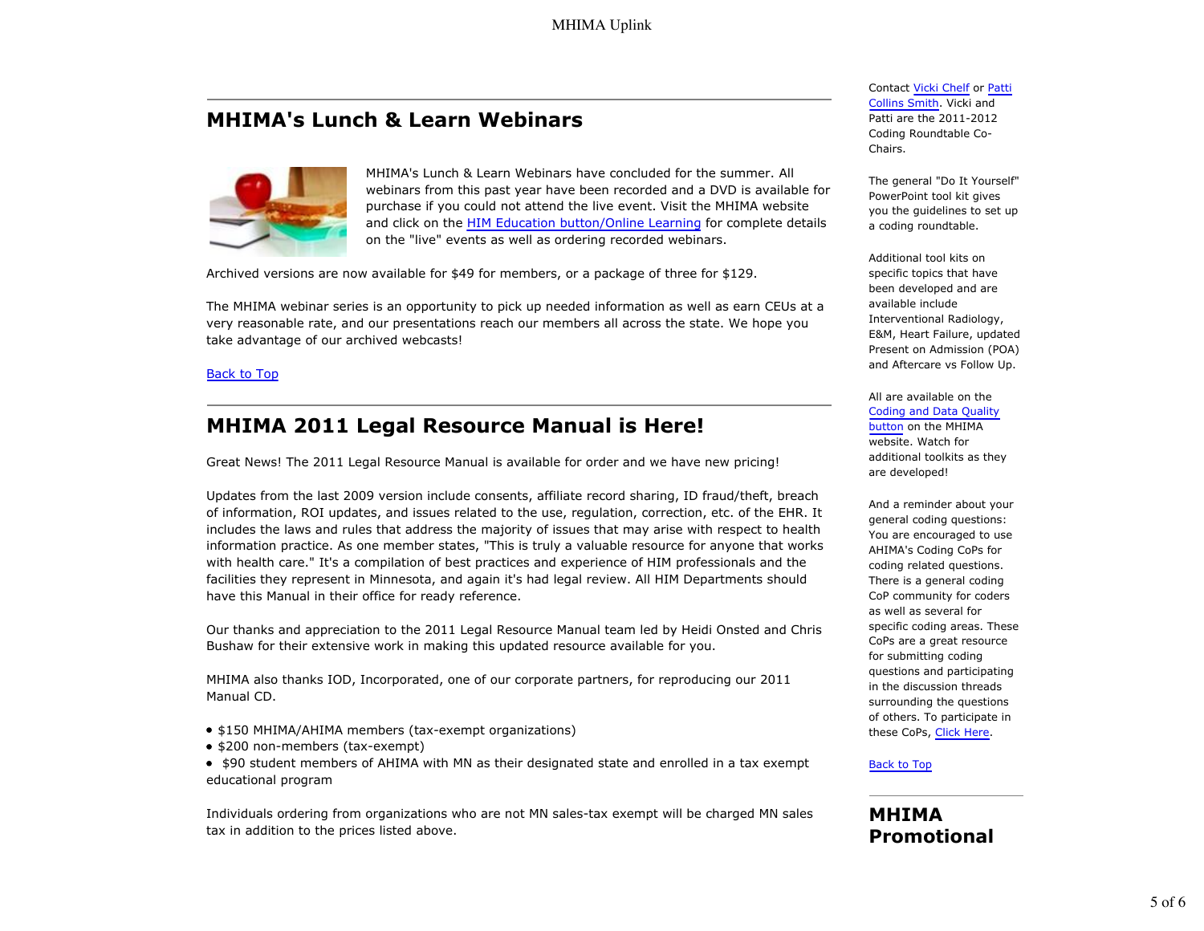## MHIMA's Lunch & Learn Webinars

MHIMA's Lunch & Learn Webinars have concluded for the summer. All webinars from this past year have been recorded and a DVD is available for purchase if you could not attend the live event. Visit the MHIMA website and click on the HIM Education button/Online Learning for complete details on the "live" events as well as ordering recorded webinars.

Archived versions are now available for $49 for members, or a package of three for $129.

The MHIMA webinar series is an opportunity to pick up needed information as well as earn CEUs at a very reasonable rate, and our presentations reach our members all across the state. We hope you take advantage of our archived webcasts!

Back to Top

## MHIMA 2011 Legal Resource Manual is Here!

Great News! The 2011 Legal Resource Manual is available for order and we have new pricing!

Updates from the last 2009 version include consents, affiliate record sharing, ID fraud/theft, breach of information, ROI updates, and issues related to the use, regulation, correction, etc. of the EHR. It includes the laws and rules that address the majority of issues that may arise with respect to health information practice. As one member states, "This is truly a valuable resource for anyone that works with health care." It's a compilation of best practices and experience of HIM professionals and the facilities they represent in Minnesota, and again it's had legal review. All HIM Departments should have this Manual in their office for ready reference.

Our thanks and appreciation to the 2011 Legal Resource Manual team led by Heidi Onsted and Chris Bushaw for their extensive work in making this updated resource available for you.

MHIMA also thanks IOD, Incorporated, one of our corporate partners, for reproducing our 2011 Manual CD.

- $150 MHIMA/AHIMA members (tax-exempt organizations)
- $200 non-members (tax-exempt)
- $90 student members of AHIMA with MN as their designated state and enrolled in a tax exempt educational program

Individuals ordering from organizations who are not MN sales-tax exempt will be charged MN sales tax in addition to the prices listed above.

Contact Vicki Chelf or Patti Collins Smith. Vicki and Patti are the 2011-2012 Coding Roundtable Co-Chairs.

The general "Do It Yourself" PowerPoint tool kit gives you the guidelines to set up a coding roundtable.

Additional tool kits on specific topics that have been developed and are available include Interventional Radiology, E&M, Heart Failure, updated Present on Admission (POA) and Aftercare vs Follow Up.

All are available on the Coding and Data Quality button on the MHIMA website. Watch for additional toolkits as they are developed!

And a reminder about your general coding questions: You are encouraged to use AHIMA's Coding CoPs for coding related questions. There is a general coding CoP community for coders as well as several for specific coding areas. These CoPs are a great resource for submitting coding questions and participating in the discussion threads surrounding the questions of others. To participate in these CoPs, Click Here.

Back to Top

## MHIMA Promotional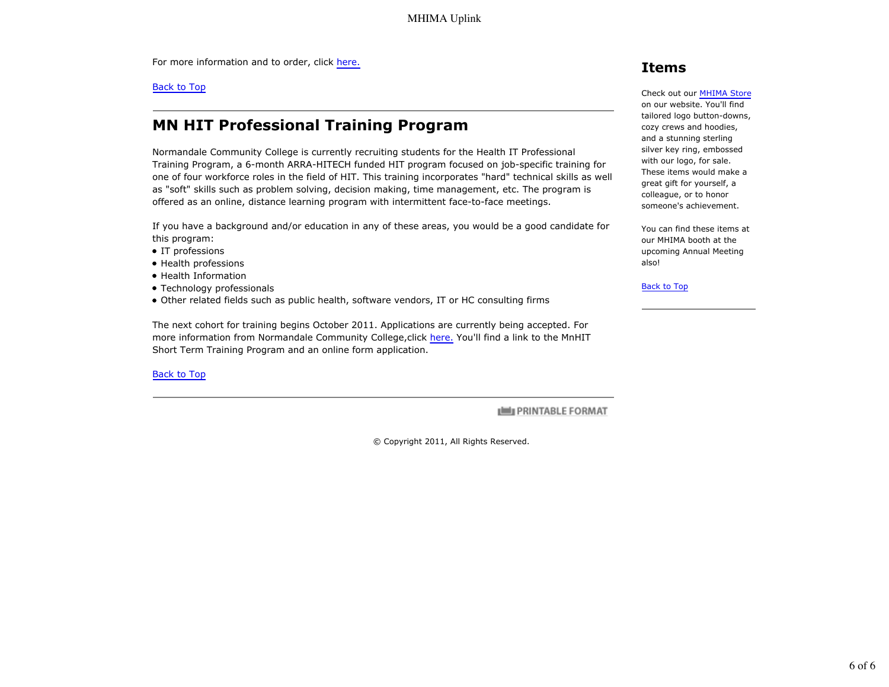For more information and to order, click here.

Back to Top

---

## MN HIT Professional Training Program

Normandale Community College is currently recruiting students for the Health IT Professional Training Program, a 6-month ARRA-HITECH funded HIT program focused on job-specific training for one of four workforce roles in the field of HIT. This training incorporates "hard" technical skills as well as "soft" skills such as problem solving, decision making, time management, etc. The program is offered as an online, distance learning program with intermittent face-to-face meetings.

If you have a background and/or education in any of these areas, you would be a good candidate for this program:

- IT professions
- Health professions
- Health Information
- Technology professionals
- Other related fields such as public health, software vendors, IT or HC consulting firms

The next cohort for training begins October 2011. Applications are currently being accepted. For more information from Normandale Community College,click here. You'll find a link to the MnHIT Short Term Training Program and an online form application.

Back to Top

---

## Items

Check out our MHIMA Store on our website. You'll find tailored logo button-downs, cozy crews and hoodies, and a stunning sterling silver key ring, embossed with our logo, for sale. These items would make a great gift for yourself, a colleague, or to honor someone's achievement.

You can find these items at our MHIMA booth at the upcoming Annual Meeting also!

Back to Top

---

PRINTABLE FORMAT

© Copyright 2011, All Rights Reserved.